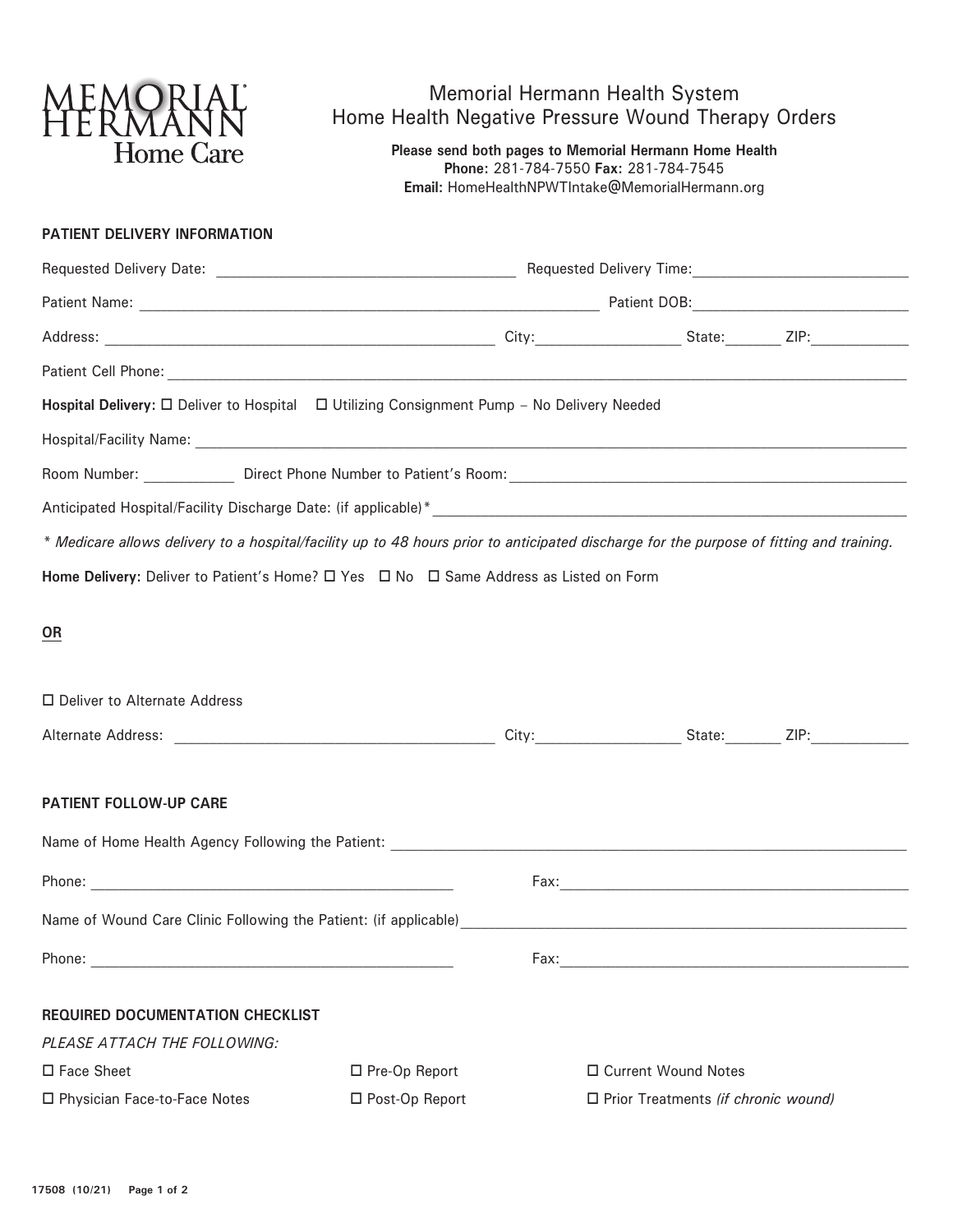MEMORIAL HERMANN
Home Care

# Memorial Hermann Health System
# Home Health Negative Pressure Wound Therapy Orders

**Please send both pages to Memorial Hermann Home Health**
**Phone:** 281-784-7550 **Fax:** 281-784-7545
**Email:** HomeHealthNPWTIntake@MemorialHermann.org

## PATIENT DELIVERY INFORMATION

Requested Delivery Date: ______________________ Requested Delivery Time: ______________________

Patient Name: ______________________ Patient DOB: ______________________

Address: ______________________ City: __________ State: ______ ZIP: __________

Patient Cell Phone: ______________________

**Hospital Delivery:** ☐ Deliver to Hospital ☐ Utilizing Consignment Pump – No Delivery Needed

Hospital/Facility Name: ______________________

Room Number: __________ Direct Phone Number to Patient's Room: ______________________

Anticipated Hospital/Facility Discharge Date: (if applicable)* ______________________

*\* Medicare allows delivery to a hospital/facility up to 48 hours prior to anticipated discharge for the purpose of fitting and training.*

**Home Delivery:** Deliver to Patient's Home? ☐ Yes ☐ No ☐ Same Address as Listed on Form

**OR**

☐ Deliver to Alternate Address

Alternate Address: ______________________ City: __________ State: ______ ZIP: __________

## PATIENT FOLLOW-UP CARE

Name of Home Health Agency Following the Patient: ______________________

Phone: ______________________ Fax: ______________________

Name of Wound Care Clinic Following the Patient: (if applicable) ______________________

Phone: ______________________ Fax: ______________________

## REQUIRED DOCUMENTATION CHECKLIST

*PLEASE ATTACH THE FOLLOWING:*

☐ Face Sheet ☐ Pre-Op Report ☐ Current Wound Notes

☐ Physician Face-to-Face Notes ☐ Post-Op Report ☐ Prior Treatments *(if chronic wound)*

17508 (10/21)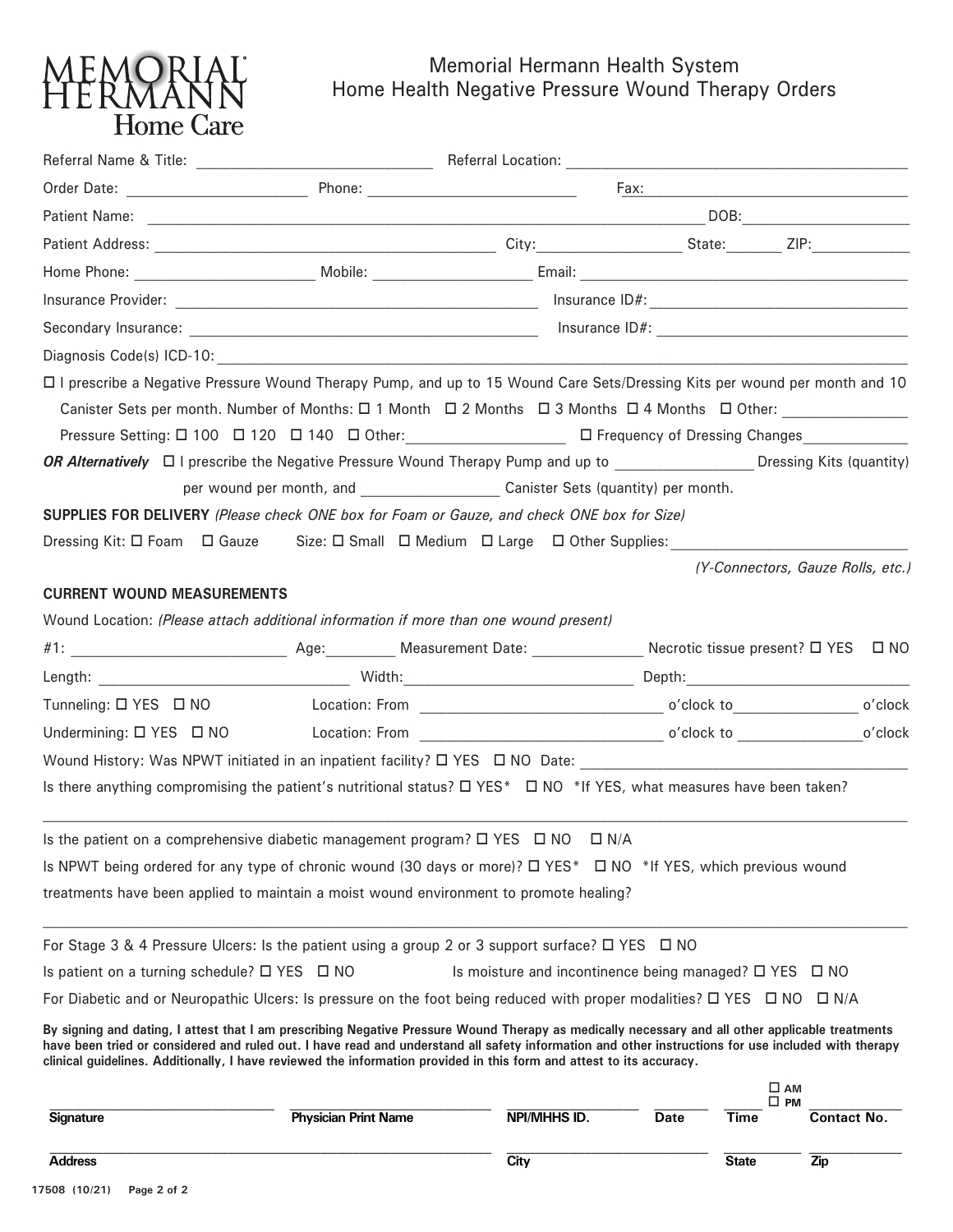# Memorial Hermann Health System
## Home Health Negative Pressure Wound Therapy Orders

MEMORIAL HERMANN Home Care

Referral Name & Title: ____________________ Referral Location: ____________________

Order Date: ____________________ Phone: ____________________ Fax: ____________________

Patient Name: ____________________ DOB: ____________________

Patient Address: ____________________ City: ____________ State: ______ ZIP: __________

Home Phone: ____________________ Mobile: ____________________ Email: ____________________

Insurance Provider: ____________________ Insurance ID#: ____________________

Secondary Insurance: ____________________ Insurance ID#: ____________________

Diagnosis Code(s) ICD-10: ____________________

☐ I prescribe a Negative Pressure Wound Therapy Pump, and up to 15 Wound Care Sets/Dressing Kits per wound per month and 10 Canister Sets per month. Number of Months: ☐ 1 Month ☐ 2 Months ☐ 3 Months ☐ 4 Months ☐ Other: __________
Pressure Setting: ☐ 100 ☐ 120 ☐ 140 ☐ Other: __________ ☐ Frequency of Dressing Changes __________

***OR Alternatively*** ☐ I prescribe the Negative Pressure Wound Therapy Pump and up to __________ Dressing Kits (quantity) per wound per month, and __________ Canister Sets (quantity) per month.

**SUPPLIES FOR DELIVERY** *(Please check ONE box for Foam or Gauze, and check ONE box for Size)*

Dressing Kit: ☐ Foam ☐ Gauze Size: ☐ Small ☐ Medium ☐ Large ☐ Other Supplies: ____________________
*(Y-Connectors, Gauze Rolls, etc.)*

**CURRENT WOUND MEASUREMENTS**

Wound Location: *(Please attach additional information if more than one wound present)*

#1: ____________________ Age: ________ Measurement Date: __________ Necrotic tissue present? ☐ YES ☐ NO

Length: ____________________ Width: ____________________ Depth: ____________________

Tunneling: ☐ YES ☐ NO Location: From ____________ o'clock to ____________ o'clock

Undermining: ☐ YES ☐ NO Location: From ____________ o'clock to ____________ o'clock

Wound History: Was NPWT initiated in an inpatient facility? ☐ YES ☐ NO Date: ____________________

Is there anything compromising the patient's nutritional status? ☐ YES* ☐ NO *If YES, what measures have been taken?

____________________________________________________________

Is the patient on a comprehensive diabetic management program? ☐ YES ☐ NO ☐ N/A

Is NPWT being ordered for any type of chronic wound (30 days or more)? ☐ YES* ☐ NO *If YES, which previous wound treatments have been applied to maintain a moist wound environment to promote healing?

____________________________________________________________

For Stage 3 & 4 Pressure Ulcers: Is the patient using a group 2 or 3 support surface? ☐ YES ☐ NO

Is patient on a turning schedule? ☐ YES ☐ NO Is moisture and incontinence being managed? ☐ YES ☐ NO

For Diabetic and or Neuropathic Ulcers: Is pressure on the foot being reduced with proper modalities? ☐ YES ☐ NO ☐ N/A

**By signing and dating, I attest that I am prescribing Negative Pressure Wound Therapy as medically necessary and all other applicable treatments have been tried or considered and ruled out. I have read and understand all safety information and other instructions for use included with therapy clinical guidelines. Additionally, I have reviewed the information provided in this form and attest to its accuracy.**

| **Signature** | **Physician Print Name** | **NPI/MHHS ID.** | **Date** | **Time** ☐ AM ☐ PM | **Contact No.** |
|---|---|---|---|---|---|

| **Address** | **City** | **State** | **Zip** |
|---|---|---|---|

17508 (10/21)